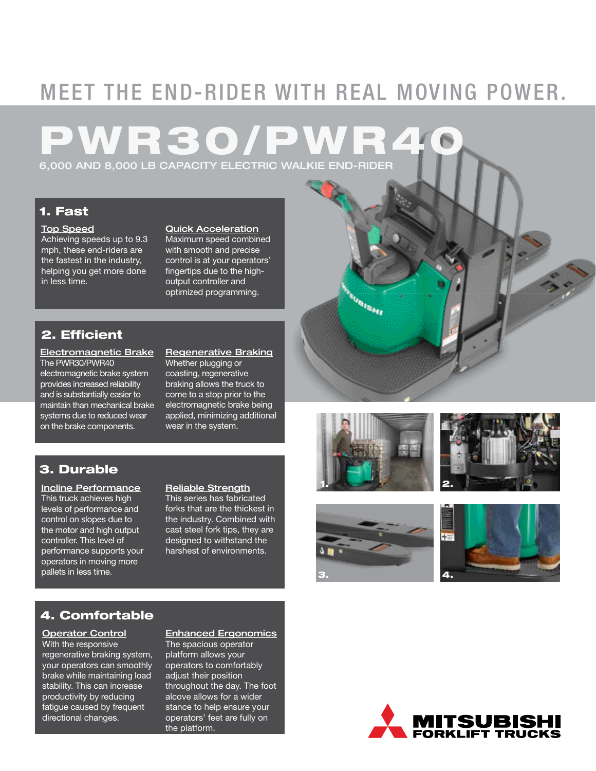# MEET THE END-RIDER WITH REAL MOVING POWER.

# PWR30/PWR40

6,000 AND 8,000 LB CAPACITY ELECTRIC WALKIE END-RIDER

## 1. Fast

**Top Speed**

Achieving speeds up to 9.3 mph, these end-riders are the fastest in the industry, helping you get more done in less time.

**Quick Acceleration**

Maximum speed combined with smooth and precise control is at your operators' fingertips due to the high-output controller and optimized programming.

## 2. Efficient

**Electromagnetic Brake**

The PWR30/PWR40 electromagnetic brake system provides increased reliability and is substantially easier to maintain than mechanical brake systems due to reduced wear on the brake components.

**Regenerative Braking**

Whether plugging or coasting, regenerative braking allows the truck to come to a stop prior to the electromagnetic brake being applied, minimizing additional wear in the system.

## 3. Durable

**Incline Performance**

This truck achieves high levels of performance and control on slopes due to the motor and high output controller. This level of performance supports your operators in moving more pallets in less time.

**Reliable Strength**

This series has fabricated forks that are the thickest in the industry. Combined with cast steel fork tips, they are designed to withstand the harshest of environments.

## 4. Comfortable

**Operator Control**

With the responsive regenerative braking system, your operators can smoothly brake while maintaining load stability. This can increase productivity by reducing fatigue caused by frequent directional changes.

**Enhanced Ergonomics**

The spacious operator platform allows your operators to comfortably adjust their position throughout the day. The foot alcove allows for a wider stance to help ensure your operators' feet are fully on the platform.

1.

2.

3.

4.

MITSUBISHI FORKLIFT TRUCKS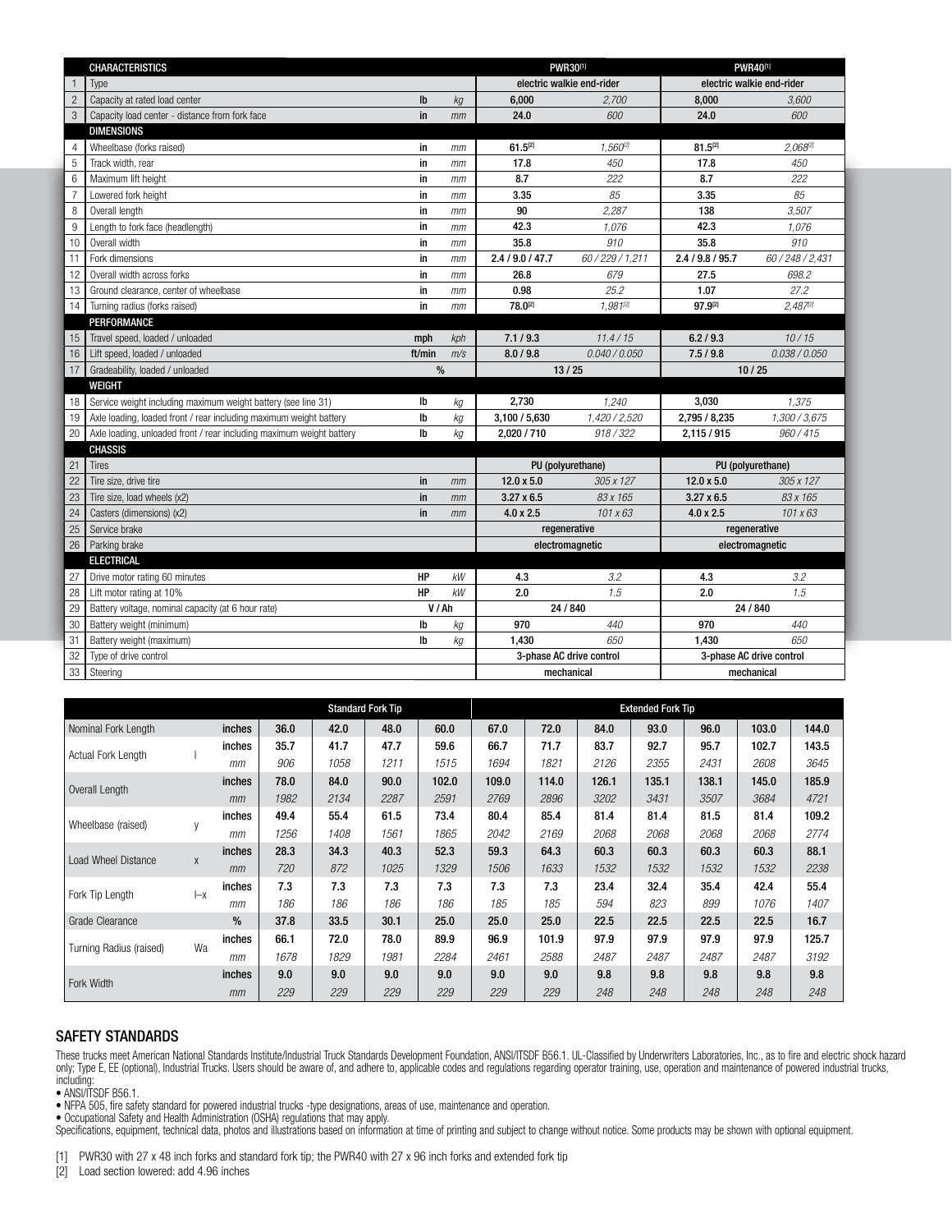| | CHARACTERISTICS | | | PWR30[1] | | PWR40[1] | |
|---|---|---|---|---|---|---|---|
| 1 | Type | | | electric walkie end-rider | | electric walkie end-rider | |
| 2 | Capacity at rated load center | lb | kg | 6,000 | 2,700 | 8,000 | 3,600 |
| 3 | Capacity load center - distance from fork face | in | mm | 24.0 | 600 | 24.0 | 600 |
| | **DIMENSIONS** | | | | | | |
| 4 | Wheelbase (forks raised) | in | mm | 61.5[2] | 1,560[2] | 81.5[2] | 2,068[2] |
| 5 | Track width, rear | in | mm | 17.8 | 450 | 17.8 | 450 |
| 6 | Maximum lift height | in | mm | 8.7 | 222 | 8.7 | 222 |
| 7 | Lowered fork height | in | mm | 3.35 | 85 | 3.35 | 85 |
| 8 | Overall length | in | mm | 90 | 2,287 | 138 | 3,507 |
| 9 | Length to fork face (headlength) | in | mm | 42.3 | 1,076 | 42.3 | 1,076 |
| 10 | Overall width | in | mm | 35.8 | 910 | 35.8 | 910 |
| 11 | Fork dimensions | in | mm | 2.4 / 9.0 / 47.7 | 60 / 229 / 1,211 | 2.4 / 9.8 / 95.7 | 60 / 248 / 2,431 |
| 12 | Overall width across forks | in | mm | 26.8 | 679 | 27.5 | 698.2 |
| 13 | Ground clearance, center of wheelbase | in | mm | 0.98 | 25.2 | 1.07 | 27.2 |
| 14 | Turning radius (forks raised) | in | mm | 78.0[2] | 1,981[2] | 97.9[2] | 2,487[2] |
| | **PERFORMANCE** | | | | | | |
| 15 | Travel speed, loaded / unloaded | mph | kph | 7.1 / 9.3 | 11.4 / 15 | 6.2 / 9.3 | 10 / 15 |
| 16 | Lift speed, loaded / unloaded | ft/min | m/s | 8.0 / 9.8 | 0.040 / 0.050 | 7.5 / 9.8 | 0.038 / 0.050 |
| 17 | Gradeability, loaded / unloaded | % | | 13 / 25 | | 10 / 25 | |
| | **WEIGHT** | | | | | | |
| 18 | Service weight including maximum weight battery (see line 31) | lb | kg | 2,730 | 1,240 | 3,030 | 1,375 |
| 19 | Axle loading, loaded front / rear including maximum weight battery | lb | kg | 3,100 / 5,630 | 1,420 / 2,520 | 2,795 / 8,235 | 1,300 / 3,675 |
| 20 | Axle loading, unloaded front / rear including maximum weight battery | lb | kg | 2,020 / 710 | 918 / 322 | 2,115 / 915 | 960 / 415 |
| | **CHASSIS** | | | | | | |
| 21 | Tires | | | PU (polyurethane) | | PU (polyurethane) | |
| 22 | Tire size, drive tire | in | mm | 12.0 x 5.0 | 305 x 127 | 12.0 x 5.0 | 305 x 127 |
| 23 | Tire size, load wheels (x2) | in | mm | 3.27 x 6.5 | 83 x 165 | 3.27 x 6.5 | 83 x 165 |
| 24 | Casters (dimensions) (x2) | in | mm | 4.0 x 2.5 | 101 x 63 | 4.0 x 2.5 | 101 x 63 |
| 25 | Service brake | | | regenerative | | regenerative | |
| 26 | Parking brake | | | electromagnetic | | electromagnetic | |
| | **ELECTRICAL** | | | | | | |
| 27 | Drive motor rating 60 minutes | HP | kW | 4.3 | 3.2 | 4.3 | 3.2 |
| 28 | Lift motor rating at 10% | HP | kW | 2.0 | 1.5 | 2.0 | 1.5 |
| 29 | Battery voltage, nominal capacity (at 6 hour rate) | V / Ah | | 24 / 840 | | 24 / 840 | |
| 30 | Battery weight (minimum) | lb | kg | 970 | 440 | 970 | 440 |
| 31 | Battery weight (maximum) | lb | kg | 1,430 | 650 | 1,430 | 650 |
| 32 | Type of drive control | | | 3-phase AC drive control | | 3-phase AC drive control | |
| 33 | Steering | | | mechanical | | mechanical | |

| | | | Standard Fork Tip | | | | Extended Fork Tip | | | | | | |
|---|---|---|---|---|---|---|---|---|---|---|---|---|---|
| Nominal Fork Length | | inches | 36.0 | 42.0 | 48.0 | 60.0 | 67.0 | 72.0 | 84.0 | 93.0 | 96.0 | 103.0 | 144.0 |
| Actual Fork Length | l | inches | 35.7 | 41.7 | 47.7 | 59.6 | 66.7 | 71.7 | 83.7 | 92.7 | 95.7 | 102.7 | 143.5 |
| | | mm | 906 | 1058 | 1211 | 1515 | 1694 | 1821 | 2126 | 2355 | 2431 | 2608 | 3645 |
| Overall Length | | inches | 78.0 | 84.0 | 90.0 | 102.0 | 109.0 | 114.0 | 126.1 | 135.1 | 138.1 | 145.0 | 185.9 |
| | | mm | 1982 | 2134 | 2287 | 2591 | 2769 | 2896 | 3202 | 3431 | 3507 | 3684 | 4721 |
| Wheelbase (raised) | y | inches | 49.4 | 55.4 | 61.5 | 73.4 | 80.4 | 85.4 | 81.4 | 81.4 | 81.5 | 81.4 | 109.2 |
| | | mm | 1256 | 1408 | 1561 | 1865 | 2042 | 2169 | 2068 | 2068 | 2068 | 2068 | 2774 |
| Load Wheel Distance | x | inches | 28.3 | 34.3 | 40.3 | 52.3 | 59.3 | 64.3 | 60.3 | 60.3 | 60.3 | 60.3 | 88.1 |
| | | mm | 720 | 872 | 1025 | 1329 | 1506 | 1633 | 1532 | 1532 | 1532 | 1532 | 2238 |
| Fork Tip Length | l–x | inches | 7.3 | 7.3 | 7.3 | 7.3 | 7.3 | 7.3 | 23.4 | 32.4 | 35.4 | 42.4 | 55.4 |
| | | mm | 186 | 186 | 186 | 186 | 185 | 185 | 594 | 823 | 899 | 1076 | 1407 |
| Grade Clearance | | % | 37.8 | 33.5 | 30.1 | 25.0 | 25.0 | 25.0 | 22.5 | 22.5 | 22.5 | 22.5 | 16.7 |
| Turning Radius (raised) | Wa | inches | 66.1 | 72.0 | 78.0 | 89.9 | 96.9 | 101.9 | 97.9 | 97.9 | 97.9 | 97.9 | 125.7 |
| | | mm | 1678 | 1829 | 1981 | 2284 | 2461 | 2588 | 2487 | 2487 | 2487 | 2487 | 3192 |
| Fork Width | | inches | 9.0 | 9.0 | 9.0 | 9.0 | 9.0 | 9.0 | 9.8 | 9.8 | 9.8 | 9.8 | 9.8 |
| | | mm | 229 | 229 | 229 | 229 | 229 | 229 | 248 | 248 | 248 | 248 | 248 |

## SAFETY STANDARDS

These trucks meet American National Standards Institute/Industrial Truck Standards Development Foundation, ANSI/ITSDF B56.1. UL-Classified by Underwriters Laboratories, Inc., as to fire and electric shock hazard only; Type E, EE (optional), Industrial Trucks. Users should be aware of, and adhere to, applicable codes and regulations regarding operator training, use, operation and maintenance of powered industrial trucks, including:

- ANSI/ITSDF B56.1.
- NFPA 505, fire safety standard for powered industrial trucks -type designations, areas of use, maintenance and operation.
- Occupational Safety and Health Administration (OSHA) regulations that may apply.

Specifications, equipment, technical data, photos and illustrations based on information at time of printing and subject to change without notice. Some products may be shown with optional equipment.

[1] PWR30 with 27 x 48 inch forks and standard fork tip; the PWR40 with 27 x 96 inch forks and extended fork tip

[2] Load section lowered: add 4.96 inches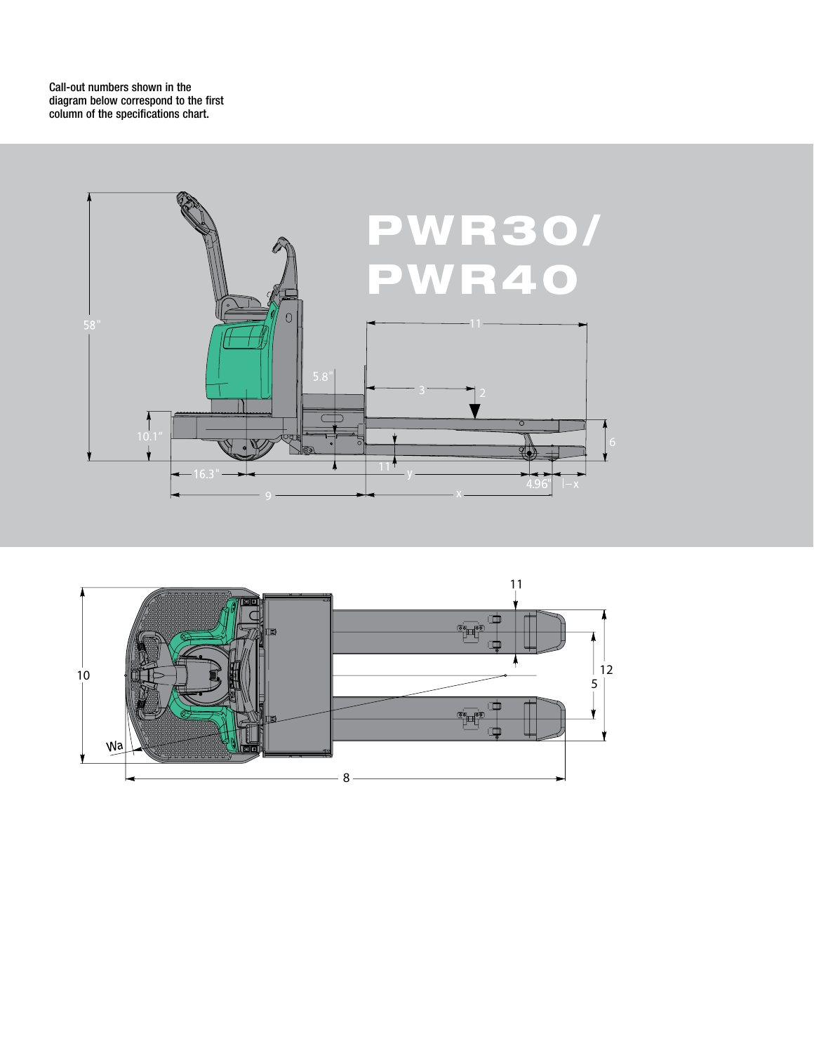Call-out numbers shown in the diagram below correspond to the first column of the specifications chart.

# PWR30/ PWR40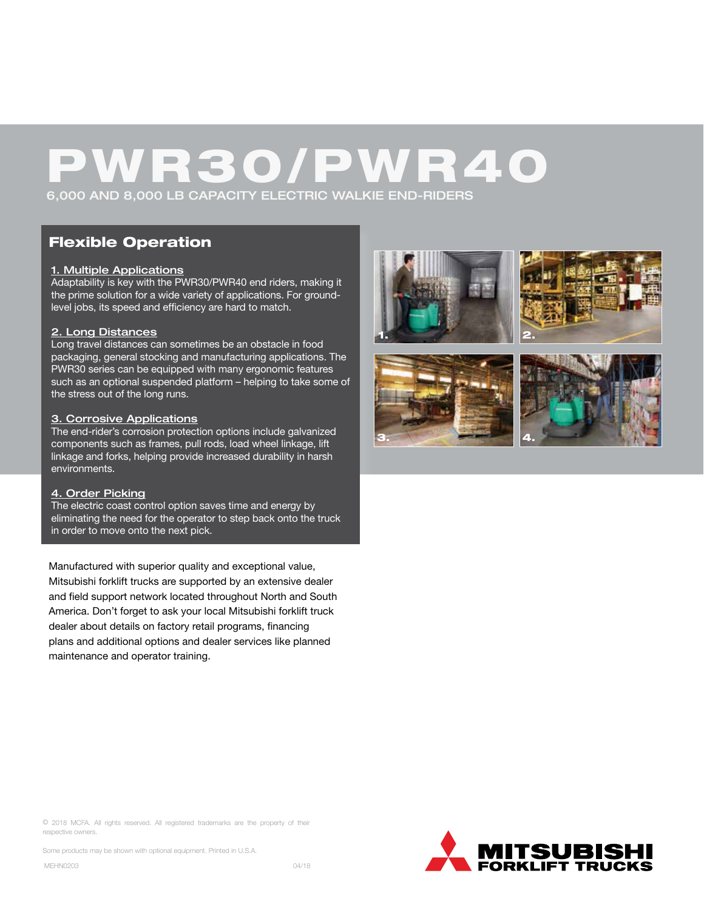# PWR30/PWR40

6,000 AND 8,000 LB CAPACITY ELECTRIC WALKIE END-RIDERS

## Flexible Operation

**1. Multiple Applications**
Adaptability is key with the PWR30/PWR40 end riders, making it the prime solution for a wide variety of applications. For ground-level jobs, its speed and efficiency are hard to match.

**2. Long Distances**
Long travel distances can sometimes be an obstacle in food packaging, general stocking and manufacturing applications. The PWR30 series can be equipped with many ergonomic features such as an optional suspended platform – helping to take some of the stress out of the long runs.

**3. Corrosive Applications**
The end-rider's corrosion protection options include galvanized components such as frames, pull rods, load wheel linkage, lift linkage and forks, helping provide increased durability in harsh environments.

**4. Order Picking**
The electric coast control option saves time and energy by eliminating the need for the operator to step back onto the truck in order to move onto the next pick.

1. 2. 3. 4.

Manufactured with superior quality and exceptional value, Mitsubishi forklift trucks are supported by an extensive dealer and field support network located throughout North and South America. Don't forget to ask your local Mitsubishi forklift truck dealer about details on factory retail programs, financing plans and additional options and dealer services like planned maintenance and operator training.

© 2018 MCFA. All rights reserved. All registered trademarks are the property of their respective owners.

Some products may be shown with optional equipment. Printed in U.S.A.

MEHN0203 04/18

MITSUBISHI FORKLIFT TRUCKS